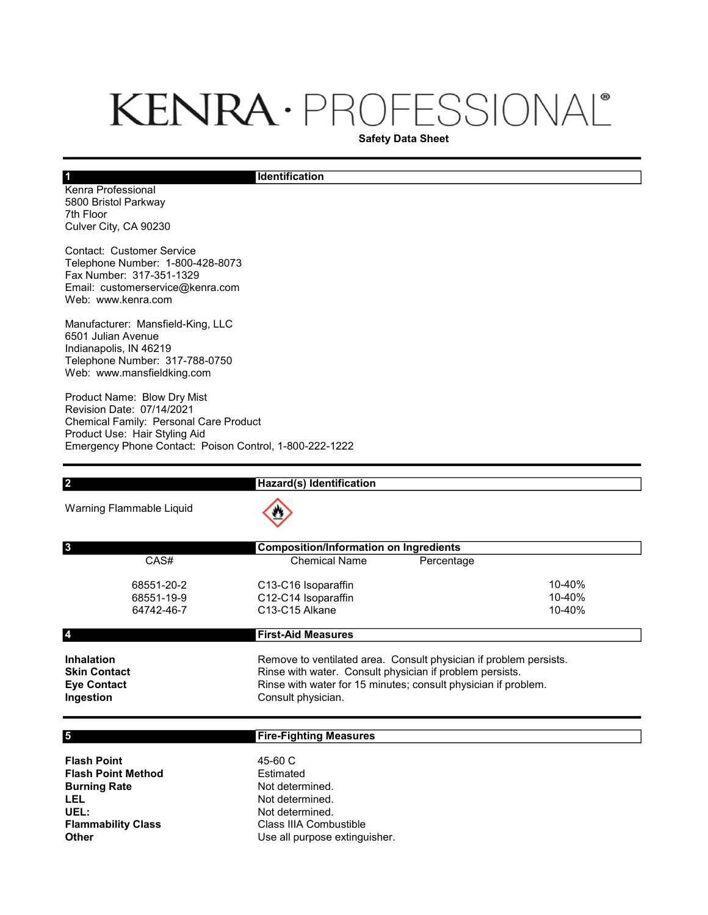# KENRA · PROFESSIONAL®

**Safety Data Sheet**

## 1 Identification

Kenra Professional
5800 Bristol Parkway
7th Floor
Culver City, CA 90230

Contact: Customer Service
Telephone Number: 1-800-428-8073
Fax Number: 317-351-1329
Email: customerservice@kenra.com
Web: www.kenra.com

Manufacturer: Mansfield-King, LLC
6501 Julian Avenue
Indianapolis, IN 46219
Telephone Number: 317-788-0750
Web: www.mansfieldking.com

Product Name: Blow Dry Mist
Revision Date: 07/14/2021
Chemical Family: Personal Care Product
Product Use: Hair Styling Aid
Emergency Phone Contact: Poison Control, 1-800-222-1222

## 2 Hazard(s) Identification

Warning Flammable Liquid

## 3 Composition/Information on Ingredients

| CAS# | Chemical Name | Percentage |
|---|---|---|
| 68551-20-2 | C13-C16 Isoparaffin | 10-40% |
| 68551-19-9 | C12-C14 Isoparaffin | 10-40% |
| 64742-46-7 | C13-C15 Alkane | 10-40% |

## 4 First-Aid Measures

| | |
|---|---|
| **Inhalation** | Remove to ventilated area. Consult physician if problem persists. |
| **Skin Contact** | Rinse with water. Consult physician if problem persists. |
| **Eye Contact** | Rinse with water for 15 minutes; consult physician if problem. |
| **Ingestion** | Consult physician. |

## 5 Fire-Fighting Measures

| | |
|---|---|
| **Flash Point** | 45-60 C |
| **Flash Point Method** | Estimated |
| **Burning Rate** | Not determined. |
| **LEL** | Not determined. |
| **UEL:** | Not determined. |
| **Flammability Class** | Class IIIA Combustible |
| **Other** | Use all purpose extinguisher. |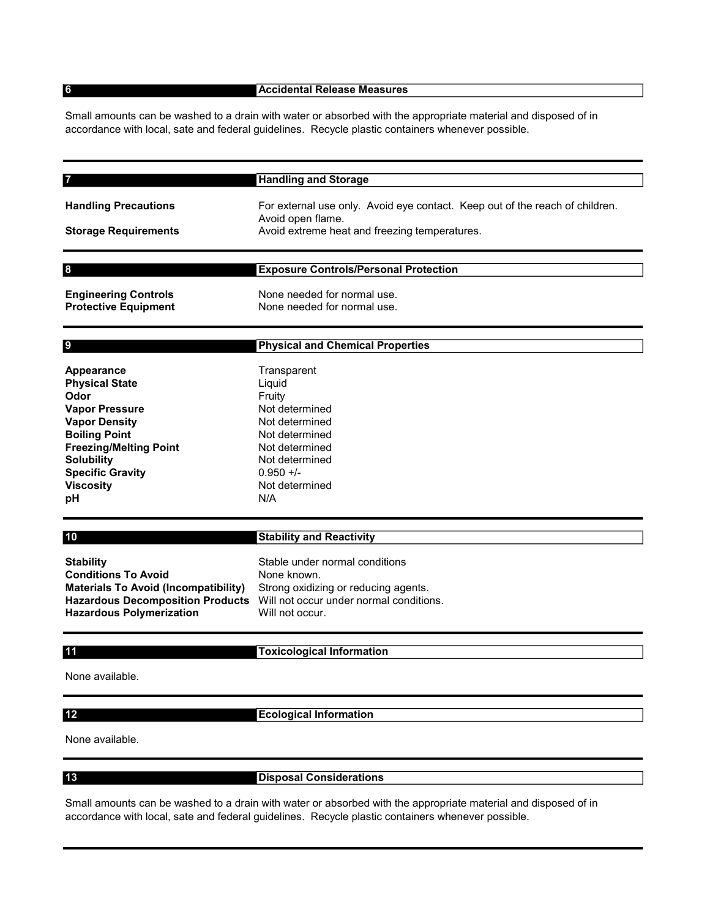## 6 Accidental Release Measures

Small amounts can be washed to a drain with water or absorbed with the appropriate material and disposed of in accordance with local, sate and federal guidelines. Recycle plastic containers whenever possible.

## 7 Handling and Storage

| | |
|---|---|
| **Handling Precautions** | For external use only. Avoid eye contact. Keep out of the reach of children. Avoid open flame. |
| **Storage Requirements** | Avoid extreme heat and freezing temperatures. |

## 8 Exposure Controls/Personal Protection

| | |
|---|---|
| **Engineering Controls** | None needed for normal use. |
| **Protective Equipment** | None needed for normal use. |

## 9 Physical and Chemical Properties

| | |
|---|---|
| **Appearance** | Transparent |
| **Physical State** | Liquid |
| **Odor** | Fruity |
| **Vapor Pressure** | Not determined |
| **Vapor Density** | Not determined |
| **Boiling Point** | Not determined |
| **Freezing/Melting Point** | Not determined |
| **Solubility** | Not determined |
| **Specific Gravity** | 0.950 +/- |
| **Viscosity** | Not determined |
| **pH** | N/A |

## 10 Stability and Reactivity

| | |
|---|---|
| **Stability** | Stable under normal conditions |
| **Conditions To Avoid** | None known. |
| **Materials To Avoid (Incompatibility)** | Strong oxidizing or reducing agents. |
| **Hazardous Decomposition Products** | Will not occur under normal conditions. |
| **Hazardous Polymerization** | Will not occur. |

## 11 Toxicological Information

None available.

## 12 Ecological Information

None available.

## 13 Disposal Considerations

Small amounts can be washed to a drain with water or absorbed with the appropriate material and disposed of in accordance with local, sate and federal guidelines. Recycle plastic containers whenever possible.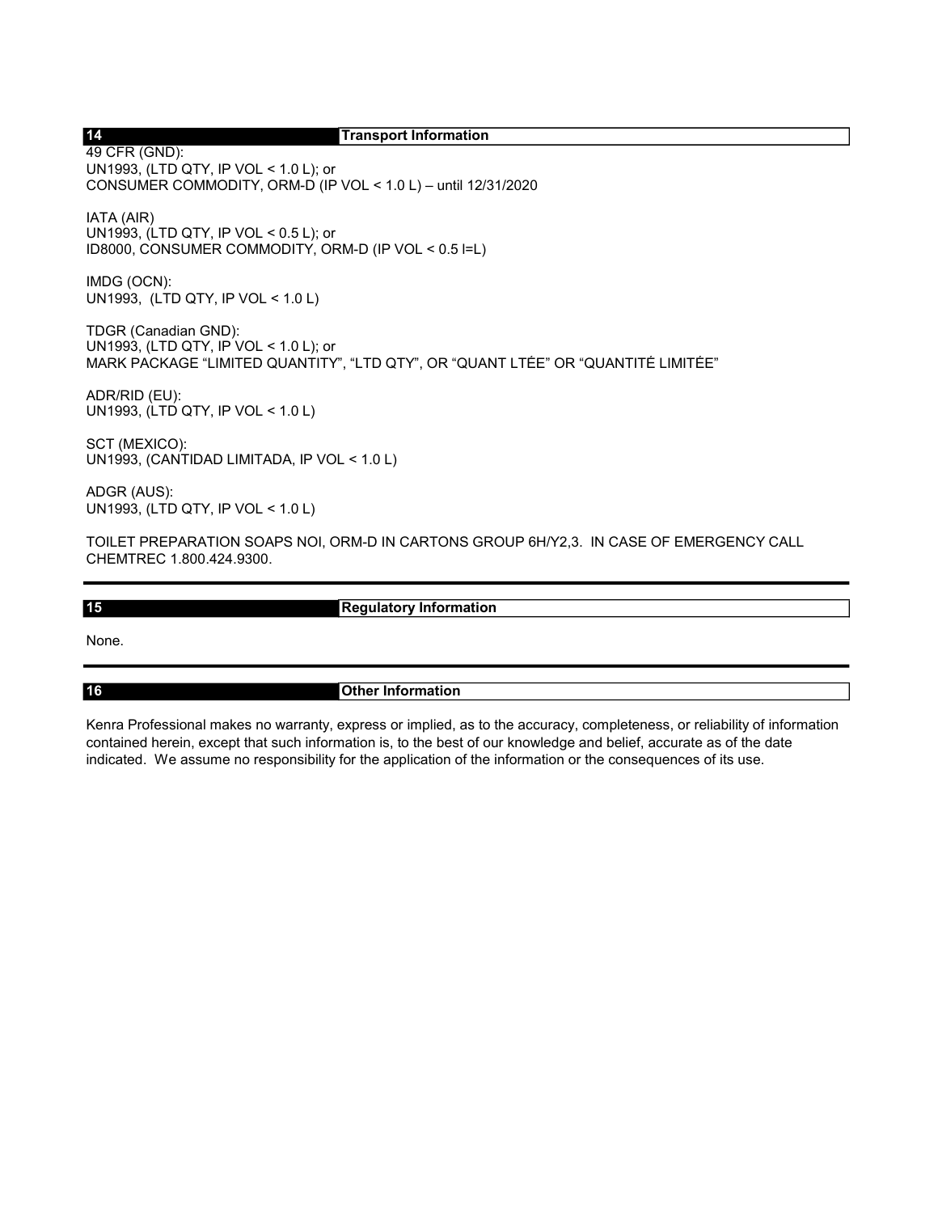## 14 Transport Information

49 CFR (GND):
UN1993, (LTD QTY, IP VOL < 1.0 L); or
CONSUMER COMMODITY, ORM-D (IP VOL < 1.0 L) – until 12/31/2020

IATA (AIR)
UN1993, (LTD QTY, IP VOL < 0.5 L); or
ID8000, CONSUMER COMMODITY, ORM-D (IP VOL < 0.5 l=L)

IMDG (OCN):
UN1993, (LTD QTY, IP VOL < 1.0 L)

TDGR (Canadian GND):
UN1993, (LTD QTY, IP VOL < 1.0 L); or
MARK PACKAGE "LIMITED QUANTITY", "LTD QTY", OR "QUANT LTÉE" OR "QUANTITÉ LIMITÉE"

ADR/RID (EU):
UN1993, (LTD QTY, IP VOL < 1.0 L)

SCT (MEXICO):
UN1993, (CANTIDAD LIMITADA, IP VOL < 1.0 L)

ADGR (AUS):
UN1993, (LTD QTY, IP VOL < 1.0 L)

TOILET PREPARATION SOAPS NOI, ORM-D IN CARTONS GROUP 6H/Y2,3. IN CASE OF EMERGENCY CALL CHEMTREC 1.800.424.9300.

## 15 Regulatory Information

None.

## 16 Other Information

Kenra Professional makes no warranty, express or implied, as to the accuracy, completeness, or reliability of information contained herein, except that such information is, to the best of our knowledge and belief, accurate as of the date indicated. We assume no responsibility for the application of the information or the consequences of its use.